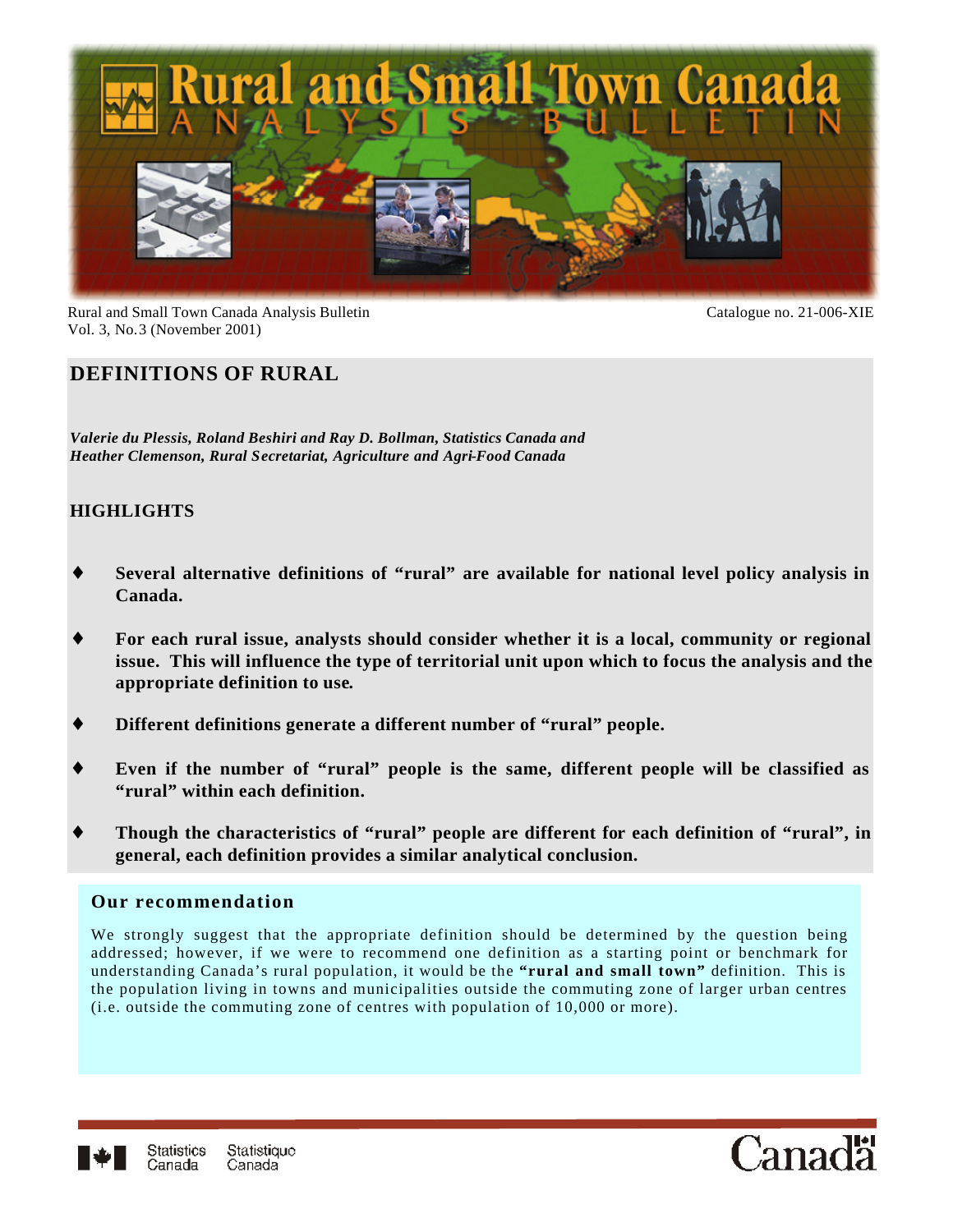Rural and Small Town Canada Analysis Bulletin
Vol. 3, No.3 (November 2001)

Catalogue no. 21-006-XIE

# DEFINITIONS OF RURAL

***Valerie du Plessis, Roland Beshiri and Ray D. Bollman, Statistics Canada and Heather Clemenson, Rural Secretariat, Agriculture and Agri-Food Canada***

## HIGHLIGHTS

- **Several alternative definitions of “rural” are available for national level policy analysis in Canada.**
- **For each rural issue, analysts should consider whether it is a local, community or regional issue. This will influence the type of territorial unit upon which to focus the analysis and the appropriate definition to use.**
- **Different definitions generate a different number of “rural” people.**
- **Even if the number of “rural” people is the same, different people will be classified as “rural” within each definition.**
- **Though the characteristics of “rural” people are different for each definition of “rural”, in general, each definition provides a similar analytical conclusion.**

### Our recommendation

We strongly suggest that the appropriate definition should be determined by the question being addressed; however, if we were to recommend one definition as a starting point or benchmark for understanding Canada’s rural population, it would be the **“rural and small town”** definition. This is the population living in towns and municipalities outside the commuting zone of larger urban centres (i.e. outside the commuting zone of centres with population of 10,000 or more).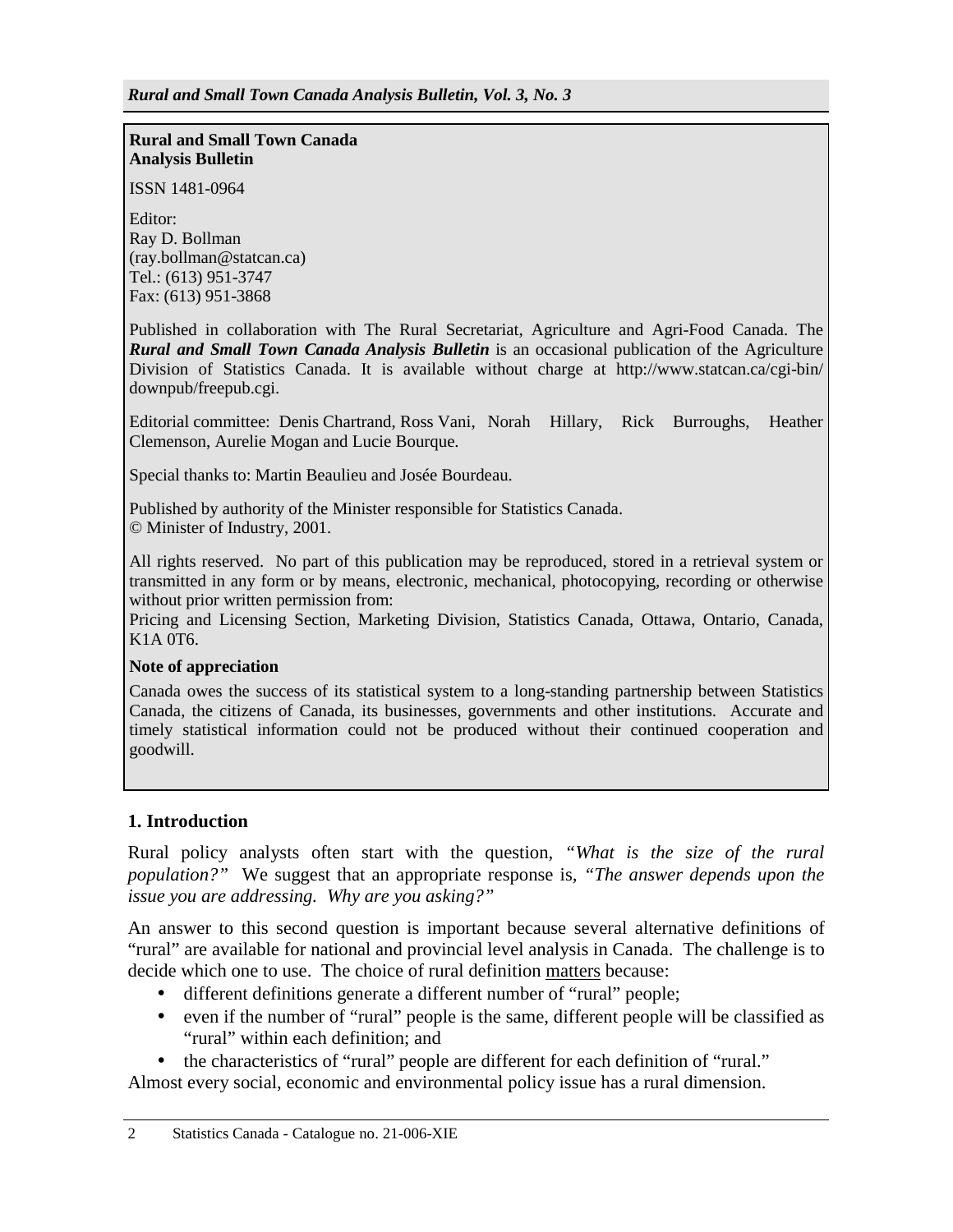**Rural and Small Town Canada Analysis Bulletin**

ISSN 1481-0964

Editor:
Ray D. Bollman
(ray.bollman@statcan.ca)
Tel.: (613) 951-3747
Fax: (613) 951-3868

Published in collaboration with The Rural Secretariat, Agriculture and Agri-Food Canada. The ***Rural and Small Town Canada Analysis Bulletin*** is an occasional publication of the Agriculture Division of Statistics Canada. It is available without charge at http://www.statcan.ca/cgi-bin/downpub/freepub.cgi.

Editorial committee: Denis Chartrand, Ross Vani, Norah Hillary, Rick Burroughs, Heather Clemenson, Aurelie Mogan and Lucie Bourque.

Special thanks to: Martin Beaulieu and Josée Bourdeau.

Published by authority of the Minister responsible for Statistics Canada.
© Minister of Industry, 2001.

All rights reserved. No part of this publication may be reproduced, stored in a retrieval system or transmitted in any form or by means, electronic, mechanical, photocopying, recording or otherwise without prior written permission from:
Pricing and Licensing Section, Marketing Division, Statistics Canada, Ottawa, Ontario, Canada, K1A 0T6.

**Note of appreciation**

Canada owes the success of its statistical system to a long-standing partnership between Statistics Canada, the citizens of Canada, its businesses, governments and other institutions. Accurate and timely statistical information could not be produced without their continued cooperation and goodwill.

## 1. Introduction

Rural policy analysts often start with the question, *"What is the size of the rural population?"* We suggest that an appropriate response is, *"The answer depends upon the issue you are addressing. Why are you asking?"*

An answer to this second question is important because several alternative definitions of "rural" are available for national and provincial level analysis in Canada. The challenge is to decide which one to use. The choice of rural definition matters because:

- different definitions generate a different number of "rural" people;
- even if the number of "rural" people is the same, different people will be classified as "rural" within each definition; and
- the characteristics of "rural" people are different for each definition of "rural."

Almost every social, economic and environmental policy issue has a rural dimension.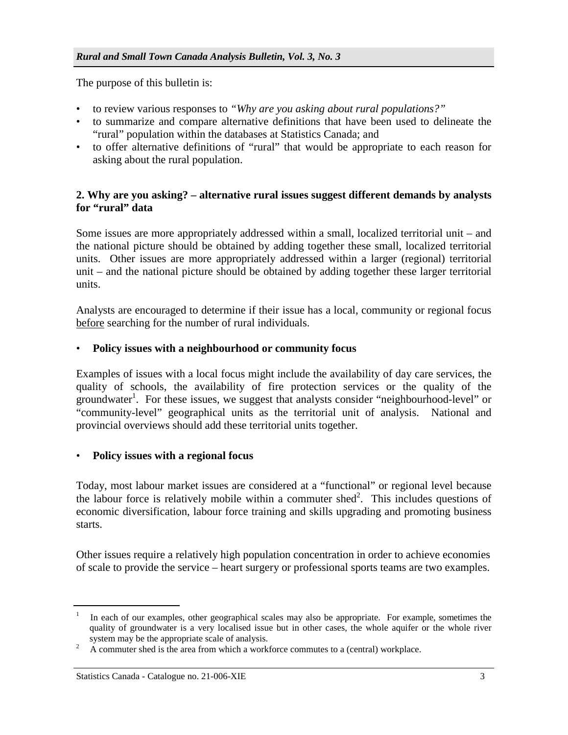The purpose of this bulletin is:

- to review various responses to *"Why are you asking about rural populations?"*
- to summarize and compare alternative definitions that have been used to delineate the "rural" population within the databases at Statistics Canada; and
- to offer alternative definitions of "rural" that would be appropriate to each reason for asking about the rural population.

## 2. Why are you asking? – alternative rural issues suggest different demands by analysts for "rural" data

Some issues are more appropriately addressed within a small, localized territorial unit – and the national picture should be obtained by adding together these small, localized territorial units. Other issues are more appropriately addressed within a larger (regional) territorial unit – and the national picture should be obtained by adding together these larger territorial units.

Analysts are encouraged to determine if their issue has a local, community or regional focus before searching for the number of rural individuals.

- **Policy issues with a neighbourhood or community focus**

Examples of issues with a local focus might include the availability of day care services, the quality of schools, the availability of fire protection services or the quality of the groundwater[1]. For these issues, we suggest that analysts consider "neighbourhood-level" or "community-level" geographical units as the territorial unit of analysis. National and provincial overviews should add these territorial units together.

- **Policy issues with a regional focus**

Today, most labour market issues are considered at a "functional" or regional level because the labour force is relatively mobile within a commuter shed[2]. This includes questions of economic diversification, labour force training and skills upgrading and promoting business starts.

Other issues require a relatively high population concentration in order to achieve economies of scale to provide the service – heart surgery or professional sports teams are two examples.

---

[1] In each of our examples, other geographical scales may also be appropriate. For example, sometimes the quality of groundwater is a very localised issue but in other cases, the whole aquifer or the whole river system may be the appropriate scale of analysis.

[2] A commuter shed is the area from which a workforce commutes to a (central) workplace.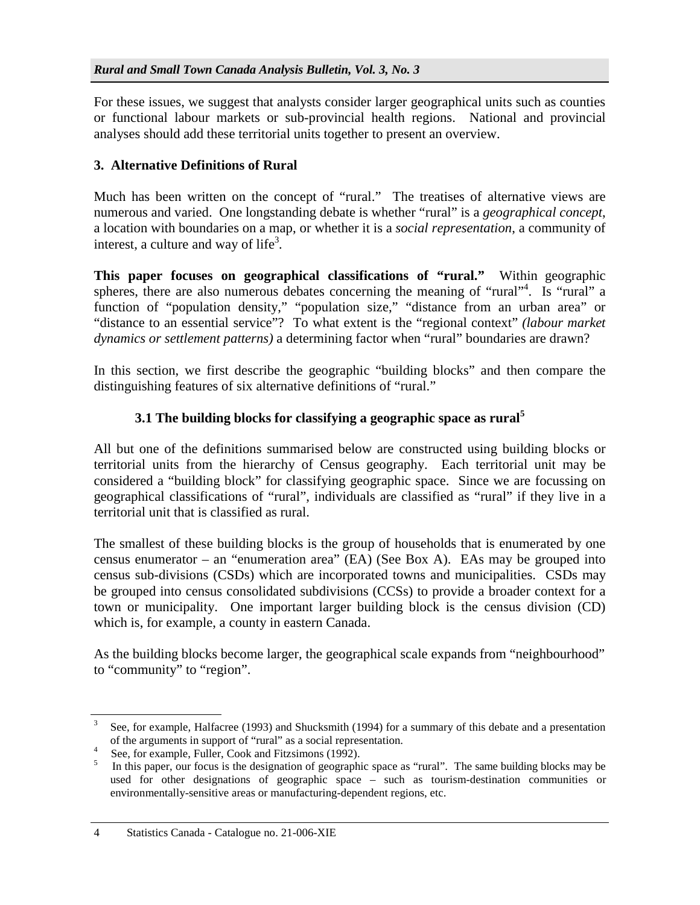For these issues, we suggest that analysts consider larger geographical units such as counties or functional labour markets or sub-provincial health regions. National and provincial analyses should add these territorial units together to present an overview.

## 3. Alternative Definitions of Rural

Much has been written on the concept of "rural." The treatises of alternative views are numerous and varied. One longstanding debate is whether "rural" is a *geographical concept*, a location with boundaries on a map, or whether it is a *social representation*, a community of interest, a culture and way of life[3].

**This paper focuses on geographical classifications of "rural."** Within geographic spheres, there are also numerous debates concerning the meaning of "rural"[4]. Is "rural" a function of "population density," "population size," "distance from an urban area" or "distance to an essential service"? To what extent is the "regional context" *(labour market dynamics or settlement patterns)* a determining factor when "rural" boundaries are drawn?

In this section, we first describe the geographic "building blocks" and then compare the distinguishing features of six alternative definitions of "rural."

### 3.1 The building blocks for classifying a geographic space as rural[5]

All but one of the definitions summarised below are constructed using building blocks or territorial units from the hierarchy of Census geography. Each territorial unit may be considered a "building block" for classifying geographic space. Since we are focussing on geographical classifications of "rural", individuals are classified as "rural" if they live in a territorial unit that is classified as rural.

The smallest of these building blocks is the group of households that is enumerated by one census enumerator – an "enumeration area" (EA) (See Box A). EAs may be grouped into census sub-divisions (CSDs) which are incorporated towns and municipalities. CSDs may be grouped into census consolidated subdivisions (CCSs) to provide a broader context for a town or municipality. One important larger building block is the census division (CD) which is, for example, a county in eastern Canada.

As the building blocks become larger, the geographical scale expands from "neighbourhood" to "community" to "region".

---

[3] See, for example, Halfacree (1993) and Shucksmith (1994) for a summary of this debate and a presentation of the arguments in support of "rural" as a social representation.

[4] See, for example, Fuller, Cook and Fitzsimons (1992).

[5] In this paper, our focus is the designation of geographic space as "rural". The same building blocks may be used for other designations of geographic space – such as tourism-destination communities or environmentally-sensitive areas or manufacturing-dependent regions, etc.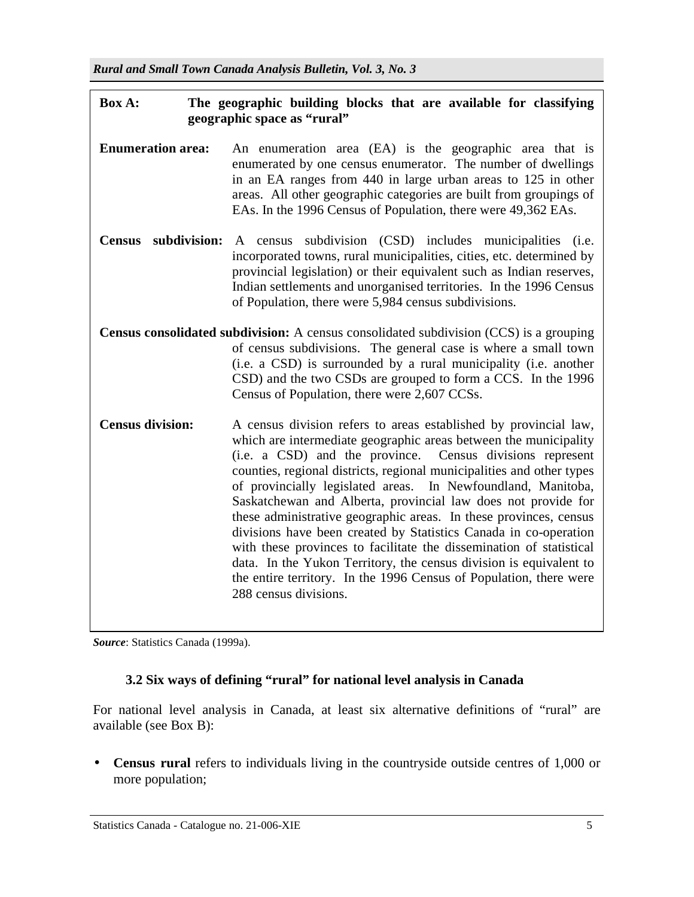**Box A: The geographic building blocks that are available for classifying geographic space as "rural"**

**Enumeration area:** An enumeration area (EA) is the geographic area that is enumerated by one census enumerator. The number of dwellings in an EA ranges from 440 in large urban areas to 125 in other areas. All other geographic categories are built from groupings of EAs. In the 1996 Census of Population, there were 49,362 EAs.

**Census subdivision:** A census subdivision (CSD) includes municipalities (i.e. incorporated towns, rural municipalities, cities, etc. determined by provincial legislation) or their equivalent such as Indian reserves, Indian settlements and unorganised territories. In the 1996 Census of Population, there were 5,984 census subdivisions.

**Census consolidated subdivision:** A census consolidated subdivision (CCS) is a grouping of census subdivisions. The general case is where a small town (i.e. a CSD) is surrounded by a rural municipality (i.e. another CSD) and the two CSDs are grouped to form a CCS. In the 1996 Census of Population, there were 2,607 CCSs.

**Census division:** A census division refers to areas established by provincial law, which are intermediate geographic areas between the municipality (i.e. a CSD) and the province. Census divisions represent counties, regional districts, regional municipalities and other types of provincially legislated areas. In Newfoundland, Manitoba, Saskatchewan and Alberta, provincial law does not provide for these administrative geographic areas. In these provinces, census divisions have been created by Statistics Canada in co-operation with these provinces to facilitate the dissemination of statistical data. In the Yukon Territory, the census division is equivalent to the entire territory. In the 1996 Census of Population, there were 288 census divisions.

***Source***: Statistics Canada (1999a).

### 3.2 Six ways of defining "rural" for national level analysis in Canada

For national level analysis in Canada, at least six alternative definitions of "rural" are available (see Box B):

- **Census rural** refers to individuals living in the countryside outside centres of 1,000 or more population;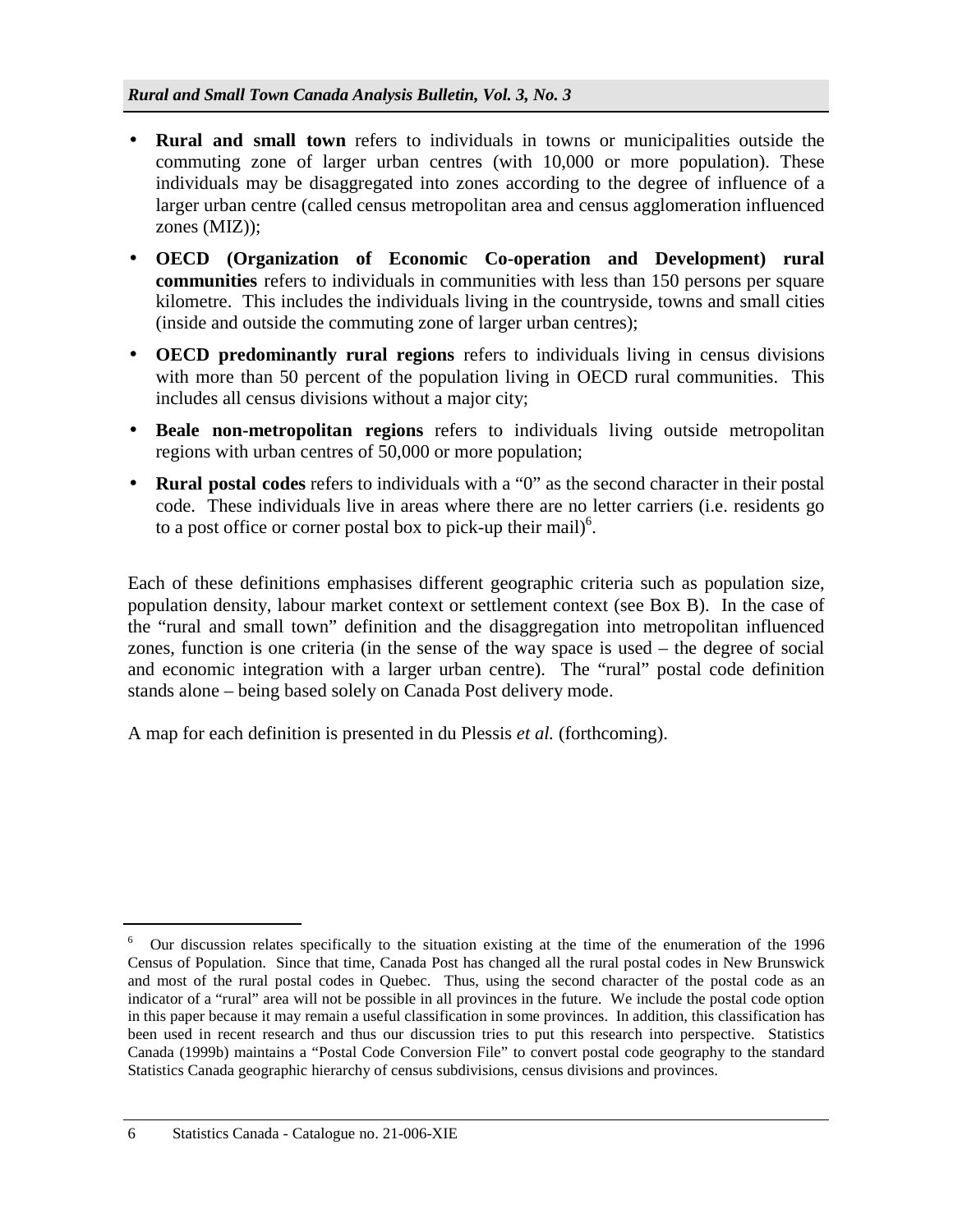- **Rural and small town** refers to individuals in towns or municipalities outside the commuting zone of larger urban centres (with 10,000 or more population). These individuals may be disaggregated into zones according to the degree of influence of a larger urban centre (called census metropolitan area and census agglomeration influenced zones (MIZ));
- **OECD (Organization of Economic Co-operation and Development) rural communities** refers to individuals in communities with less than 150 persons per square kilometre. This includes the individuals living in the countryside, towns and small cities (inside and outside the commuting zone of larger urban centres);
- **OECD predominantly rural regions** refers to individuals living in census divisions with more than 50 percent of the population living in OECD rural communities. This includes all census divisions without a major city;
- **Beale non-metropolitan regions** refers to individuals living outside metropolitan regions with urban centres of 50,000 or more population;
- **Rural postal codes** refers to individuals with a "0" as the second character in their postal code. These individuals live in areas where there are no letter carriers (i.e. residents go to a post office or corner postal box to pick-up their mail)[6].

Each of these definitions emphasises different geographic criteria such as population size, population density, labour market context or settlement context (see Box B). In the case of the "rural and small town" definition and the disaggregation into metropolitan influenced zones, function is one criteria (in the sense of the way space is used – the degree of social and economic integration with a larger urban centre). The "rural" postal code definition stands alone – being based solely on Canada Post delivery mode.

A map for each definition is presented in du Plessis *et al.* (forthcoming).

---

[6] Our discussion relates specifically to the situation existing at the time of the enumeration of the 1996 Census of Population. Since that time, Canada Post has changed all the rural postal codes in New Brunswick and most of the rural postal codes in Quebec. Thus, using the second character of the postal code as an indicator of a "rural" area will not be possible in all provinces in the future. We include the postal code option in this paper because it may remain a useful classification in some provinces. In addition, this classification has been used in recent research and thus our discussion tries to put this research into perspective. Statistics Canada (1999b) maintains a "Postal Code Conversion File" to convert postal code geography to the standard Statistics Canada geographic hierarchy of census subdivisions, census divisions and provinces.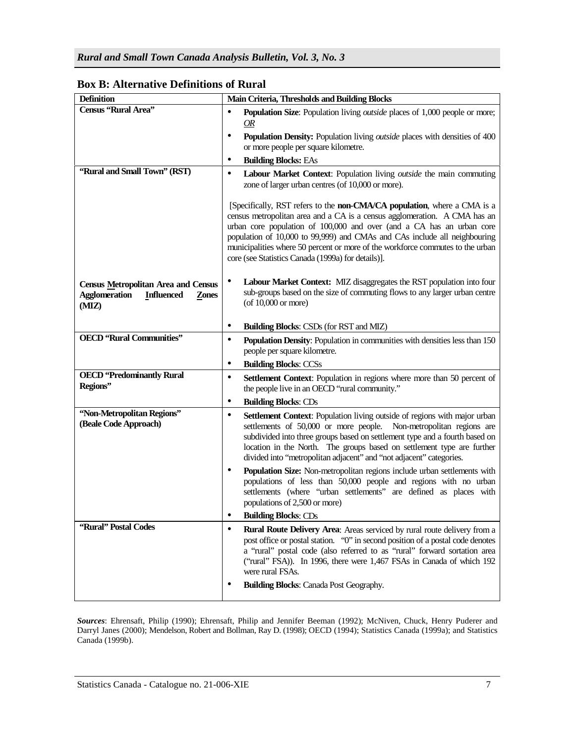## Box B: Alternative Definitions of Rural

| Definition | Main Criteria, Thresholds and Building Blocks |
|---|---|
| **Census "Rural Area"** | • **Population Size**: Population living *outside* places of 1,000 people or more; *OR*<br>• **Population Density:** Population living *outside* places with densities of 400 or more people per square kilometre.<br>• **Building Blocks:** EAs |
| **"Rural and Small Town" (RST)**<br><br>**Census Metropolitan Area and Census Agglomeration Influenced Zones (MIZ)** | • **Labour Market Context**: Population living *outside* the main commuting zone of larger urban centres (of 10,000 or more).<br><br>[Specifically, RST refers to the **non-CMA/CA population**, where a CMA is a census metropolitan area and a CA is a census agglomeration. A CMA has an urban core population of 100,000 and over (and a CA has an urban core population of 10,000 to 99,999) and CMAs and CAs include all neighbouring municipalities where 50 percent or more of the workforce commutes to the urban core (see Statistics Canada (1999a) for details)].<br><br>• **Labour Market Context:** MIZ disaggregates the RST population into four sub-groups based on the size of commuting flows to any larger urban centre (of 10,000 or more)<br><br>• **Building Blocks**: CSDs (for RST and MIZ) |
| **OECD "Rural Communities"** | • **Population Density**: Population in communities with densities less than 150 people per square kilometre.<br>• **Building Blocks**: CCSs |
| **OECD "Predominantly Rural Regions"** | • **Settlement Context**: Population in regions where more than 50 percent of the people live in an OECD "rural community."<br>• **Building Blocks**: CDs |
| **"Non-Metropolitan Regions" (Beale Code Approach)** | • **Settlement Context**: Population living outside of regions with major urban settlements of 50,000 or more people. Non-metropolitan regions are subdivided into three groups based on settlement type and a fourth based on location in the North. The groups based on settlement type are further divided into "metropolitan adjacent" and "not adjacent" categories.<br>• **Population Size:** Non-metropolitan regions include urban settlements with populations of less than 50,000 people and regions with no urban settlements (where "urban settlements" are defined as places with populations of 2,500 or more)<br>• **Building Blocks**: CDs |
| **"Rural" Postal Codes** | • **Rural Route Delivery Area**: Areas serviced by rural route delivery from a post office or postal station. "0" in second position of a postal code denotes a "rural" postal code (also referred to as "rural" forward sortation area ("rural" FSA)). In 1996, there were 1,467 FSAs in Canada of which 192 were rural FSAs.<br>• **Building Blocks**: Canada Post Geography. |

***Sources***: Ehrensaft, Philip (1990); Ehrensaft, Philip and Jennifer Beeman (1992); McNiven, Chuck, Henry Puderer and Darryl Janes (2000); Mendelson, Robert and Bollman, Ray D. (1998); OECD (1994); Statistics Canada (1999a); and Statistics Canada (1999b).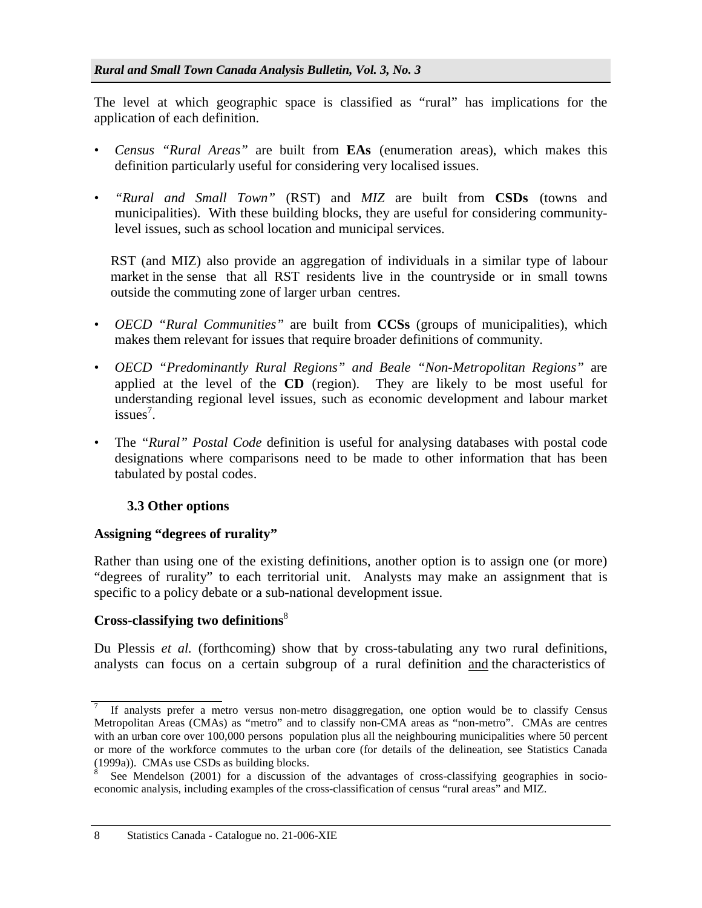The level at which geographic space is classified as "rural" has implications for the application of each definition.

- *Census "Rural Areas"* are built from **EAs** (enumeration areas), which makes this definition particularly useful for considering very localised issues.
- *"Rural and Small Town"* (RST) and *MIZ* are built from **CSDs** (towns and municipalities). With these building blocks, they are useful for considering community-level issues, such as school location and municipal services.

  RST (and MIZ) also provide an aggregation of individuals in a similar type of labour market in the sense that all RST residents live in the countryside or in small towns outside the commuting zone of larger urban centres.

- *OECD "Rural Communities"* are built from **CCSs** (groups of municipalities), which makes them relevant for issues that require broader definitions of community.
- *OECD "Predominantly Rural Regions" and Beale "Non-Metropolitan Regions"* are applied at the level of the **CD** (region). They are likely to be most useful for understanding regional level issues, such as economic development and labour market issues[7].
- The *"Rural" Postal Code* definition is useful for analysing databases with postal code designations where comparisons need to be made to other information that has been tabulated by postal codes.

### 3.3 Other options

**Assigning "degrees of rurality"**

Rather than using one of the existing definitions, another option is to assign one (or more) "degrees of rurality" to each territorial unit. Analysts may make an assignment that is specific to a policy debate or a sub-national development issue.

**Cross-classifying two definitions**[8]

Du Plessis *et al.* (forthcoming) show that by cross-tabulating any two rural definitions, analysts can focus on a certain subgroup of a rural definition <u>and</u> the characteristics of

---

[7] If analysts prefer a metro versus non-metro disaggregation, one option would be to classify Census Metropolitan Areas (CMAs) as "metro" and to classify non-CMA areas as "non-metro". CMAs are centres with an urban core over 100,000 persons population plus all the neighbouring municipalities where 50 percent or more of the workforce commutes to the urban core (for details of the delineation, see Statistics Canada (1999a)). CMAs use CSDs as building blocks.

[8] See Mendelson (2001) for a discussion of the advantages of cross-classifying geographies in socio-economic analysis, including examples of the cross-classification of census "rural areas" and MIZ.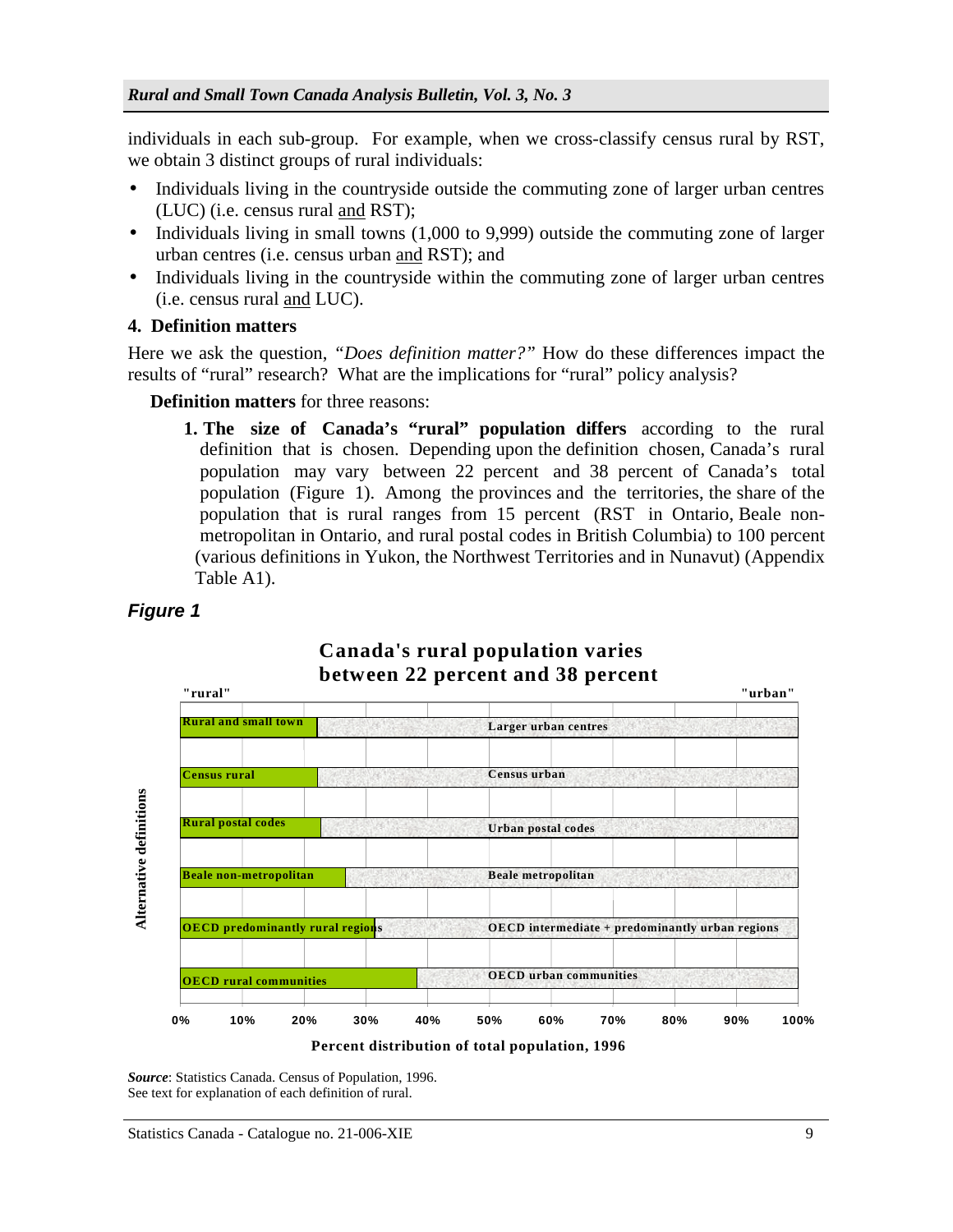individuals in each sub-group. For example, when we cross-classify census rural by RST, we obtain 3 distinct groups of rural individuals:

- Individuals living in the countryside outside the commuting zone of larger urban centres (LUC) (i.e. census rural and RST);
- Individuals living in small towns (1,000 to 9,999) outside the commuting zone of larger urban centres (i.e. census urban and RST); and
- Individuals living in the countryside within the commuting zone of larger urban centres (i.e. census rural and LUC).

### 4. Definition matters

Here we ask the question, *"Does definition matter?"* How do these differences impact the results of "rural" research? What are the implications for "rural" policy analysis?

**Definition matters** for three reasons:

1. **The size of Canada's "rural" population differs** according to the rural definition that is chosen. Depending upon the definition chosen, Canada's rural population may vary between 22 percent and 38 percent of Canada's total population (Figure 1). Among the provinces and the territories, the share of the population that is rural ranges from 15 percent (RST in Ontario, Beale non-metropolitan in Ontario, and rural postal codes in British Columbia) to 100 percent (various definitions in Yukon, the Northwest Territories and in Nunavut) (Appendix Table A1).

***Figure 1***

**Canada's rural population varies between 22 percent and 38 percent**

| Alternative definitions | "rural" | "urban" |
|---|---|---|
| Rural and small town / Larger urban centres | ~22% | ~78% |
| Census rural / Census urban | ~22% | ~78% |
| Rural postal codes / Urban postal codes | ~23% | ~77% |
| Beale non-metropolitan / Beale metropolitan | ~27% | ~73% |
| OECD predominantly rural regions / OECD intermediate + predominantly urban regions | ~32% | ~68% |
| OECD rural communities / OECD urban communities | ~38% | ~62% |

Percent distribution of total population, 1996

***Source***: Statistics Canada. Census of Population, 1996.
See text for explanation of each definition of rural.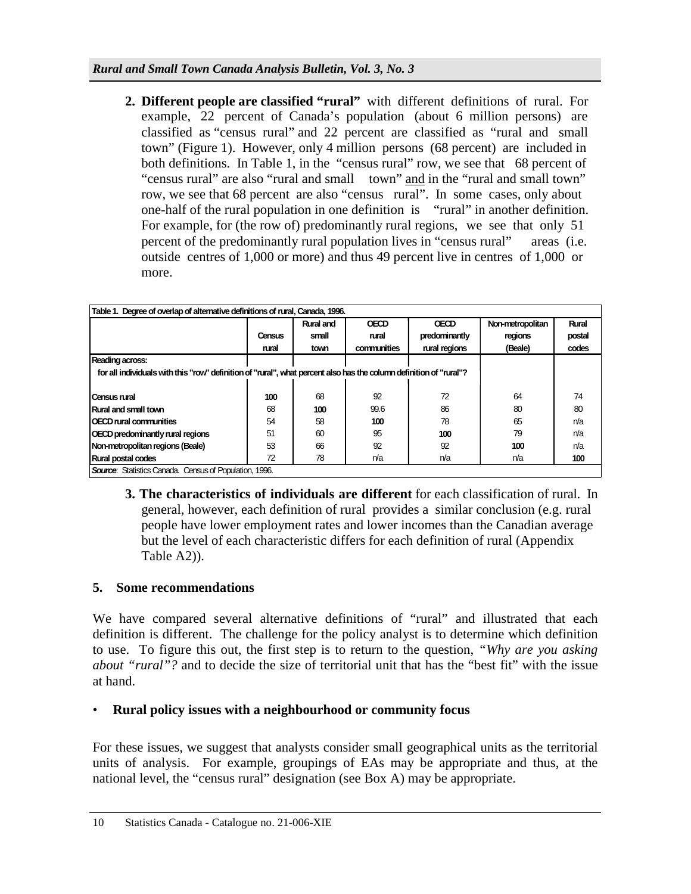2. **Different people are classified "rural"** with different definitions of rural. For example, 22 percent of Canada's population (about 6 million persons) are classified as "census rural" and 22 percent are classified as "rural and small town" (Figure 1). However, only 4 million persons (68 percent) are included in both definitions. In Table 1, in the "census rural" row, we see that 68 percent of "census rural" are also "rural and small town" <u>and</u> in the "rural and small town" row, we see that 68 percent are also "census rural". In some cases, only about one-half of the rural population in one definition is "rural" in another definition. For example, for (the row of) predominantly rural regions, we see that only 51 percent of the predominantly rural population lives in "census rural" areas (i.e. outside centres of 1,000 or more) and thus 49 percent live in centres of 1,000 or more.

Table 1. Degree of overlap of alternative definitions of rural, Canada, 1996.

| | Census rural | Rural and small town | OECD rural communities | OECD predominantly rural regions | Non-metropolitan regions (Beale) | Rural postal codes |
|---|---|---|---|---|---|---|
| **Reading across:** for all individuals with this "row" definition of "rural", what percent also has the column definition of "rural"? | | | | | | |
| **Census rural** | **100** | 68 | 92 | 72 | 64 | 74 |
| **Rural and small town** | 68 | **100** | 99.6 | 86 | 80 | 80 |
| **OECD rural communities** | 54 | 58 | **100** | 78 | 65 | n/a |
| **OECD predominantly rural regions** | 51 | 60 | 95 | **100** | 79 | n/a |
| **Non-metropolitan regions (Beale)** | 53 | 66 | 92 | 92 | **100** | n/a |
| **Rural postal codes** | 72 | 78 | n/a | n/a | n/a | **100** |

*Source*: Statistics Canada. Census of Population, 1996.

3. **The characteristics of individuals are different** for each classification of rural. In general, however, each definition of rural provides a similar conclusion (e.g. rural people have lower employment rates and lower incomes than the Canadian average but the level of each characteristic differs for each definition of rural (Appendix Table A2)).

## 5. Some recommendations

We have compared several alternative definitions of "rural" and illustrated that each definition is different. The challenge for the policy analyst is to determine which definition to use. To figure this out, the first step is to return to the question, *"Why are you asking about "rural"?* and to decide the size of territorial unit that has the "best fit" with the issue at hand.

- **Rural policy issues with a neighbourhood or community focus**

For these issues, we suggest that analysts consider small geographical units as the territorial units of analysis. For example, groupings of EAs may be appropriate and thus, at the national level, the "census rural" designation (see Box A) may be appropriate.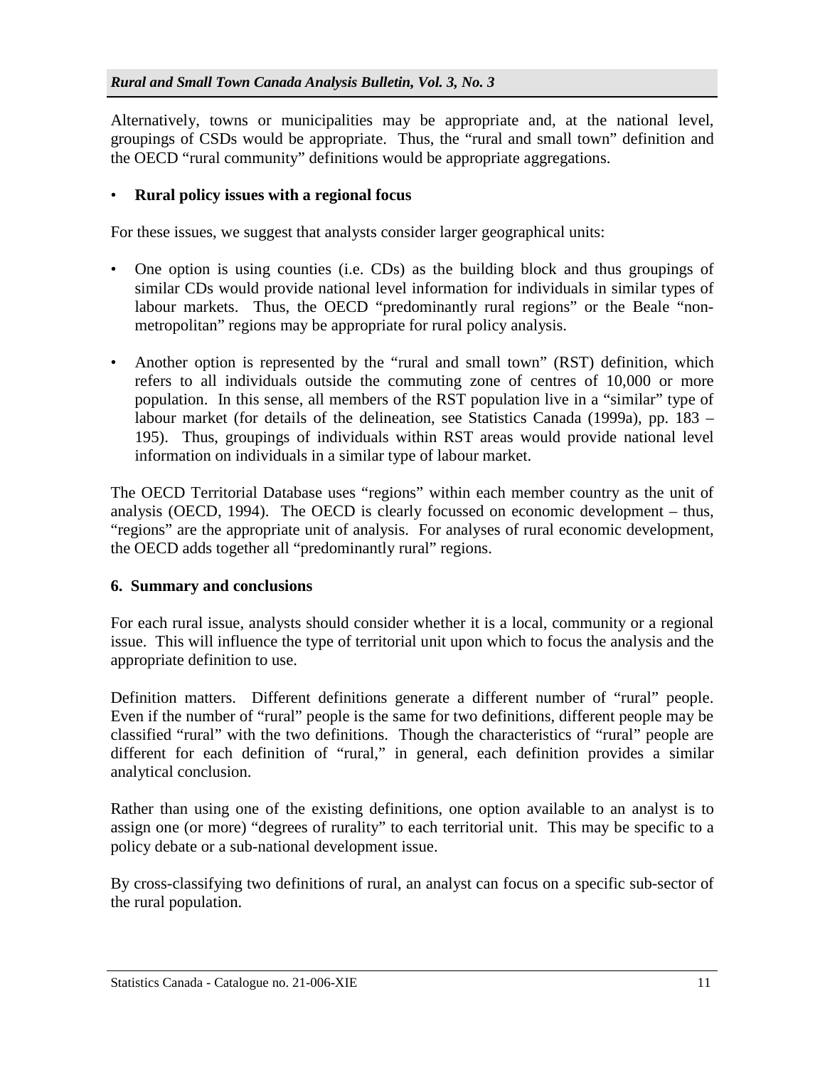Alternatively, towns or municipalities may be appropriate and, at the national level, groupings of CSDs would be appropriate. Thus, the "rural and small town" definition and the OECD "rural community" definitions would be appropriate aggregations.

- **Rural policy issues with a regional focus**

For these issues, we suggest that analysts consider larger geographical units:

- One option is using counties (i.e. CDs) as the building block and thus groupings of similar CDs would provide national level information for individuals in similar types of labour markets. Thus, the OECD "predominantly rural regions" or the Beale "non-metropolitan" regions may be appropriate for rural policy analysis.

- Another option is represented by the "rural and small town" (RST) definition, which refers to all individuals outside the commuting zone of centres of 10,000 or more population. In this sense, all members of the RST population live in a "similar" type of labour market (for details of the delineation, see Statistics Canada (1999a), pp. 183 – 195). Thus, groupings of individuals within RST areas would provide national level information on individuals in a similar type of labour market.

The OECD Territorial Database uses "regions" within each member country as the unit of analysis (OECD, 1994). The OECD is clearly focussed on economic development – thus, "regions" are the appropriate unit of analysis. For analyses of rural economic development, the OECD adds together all "predominantly rural" regions.

## 6. Summary and conclusions

For each rural issue, analysts should consider whether it is a local, community or a regional issue. This will influence the type of territorial unit upon which to focus the analysis and the appropriate definition to use.

Definition matters. Different definitions generate a different number of "rural" people. Even if the number of "rural" people is the same for two definitions, different people may be classified "rural" with the two definitions. Though the characteristics of "rural" people are different for each definition of "rural," in general, each definition provides a similar analytical conclusion.

Rather than using one of the existing definitions, one option available to an analyst is to assign one (or more) "degrees of rurality" to each territorial unit. This may be specific to a policy debate or a sub-national development issue.

By cross-classifying two definitions of rural, an analyst can focus on a specific sub-sector of the rural population.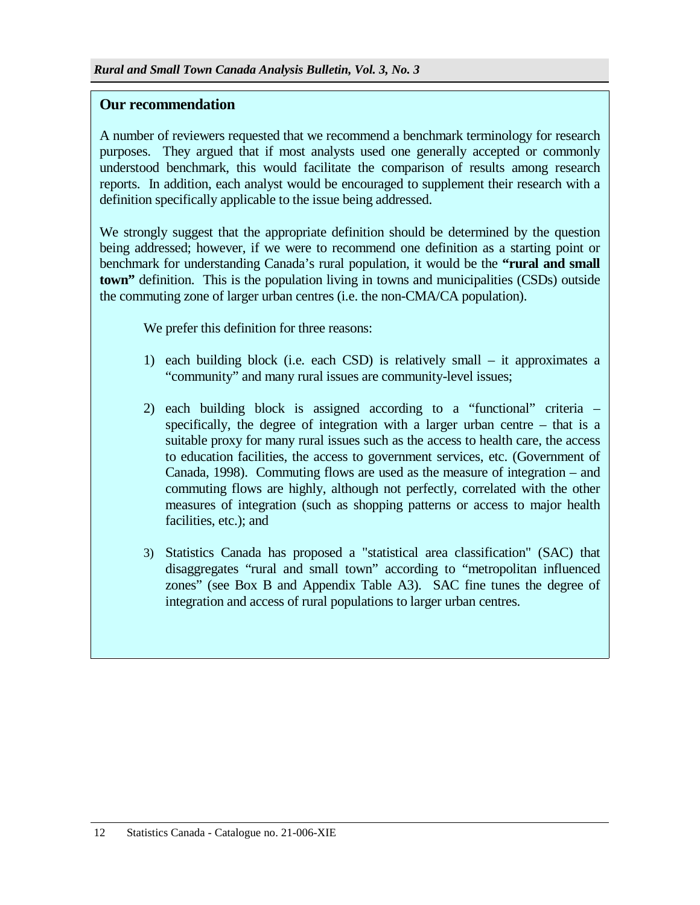## Our recommendation

A number of reviewers requested that we recommend a benchmark terminology for research purposes. They argued that if most analysts used one generally accepted or commonly understood benchmark, this would facilitate the comparison of results among research reports. In addition, each analyst would be encouraged to supplement their research with a definition specifically applicable to the issue being addressed.

We strongly suggest that the appropriate definition should be determined by the question being addressed; however, if we were to recommend one definition as a starting point or benchmark for understanding Canada's rural population, it would be the **"rural and small town"** definition. This is the population living in towns and municipalities (CSDs) outside the commuting zone of larger urban centres (i.e. the non-CMA/CA population).

We prefer this definition for three reasons:

1) each building block (i.e. each CSD) is relatively small – it approximates a "community" and many rural issues are community-level issues;

2) each building block is assigned according to a "functional" criteria – specifically, the degree of integration with a larger urban centre – that is a suitable proxy for many rural issues such as the access to health care, the access to education facilities, the access to government services, etc. (Government of Canada, 1998). Commuting flows are used as the measure of integration – and commuting flows are highly, although not perfectly, correlated with the other measures of integration (such as shopping patterns or access to major health facilities, etc.); and

3) Statistics Canada has proposed a "statistical area classification" (SAC) that disaggregates "rural and small town" according to "metropolitan influenced zones" (see Box B and Appendix Table A3). SAC fine tunes the degree of integration and access of rural populations to larger urban centres.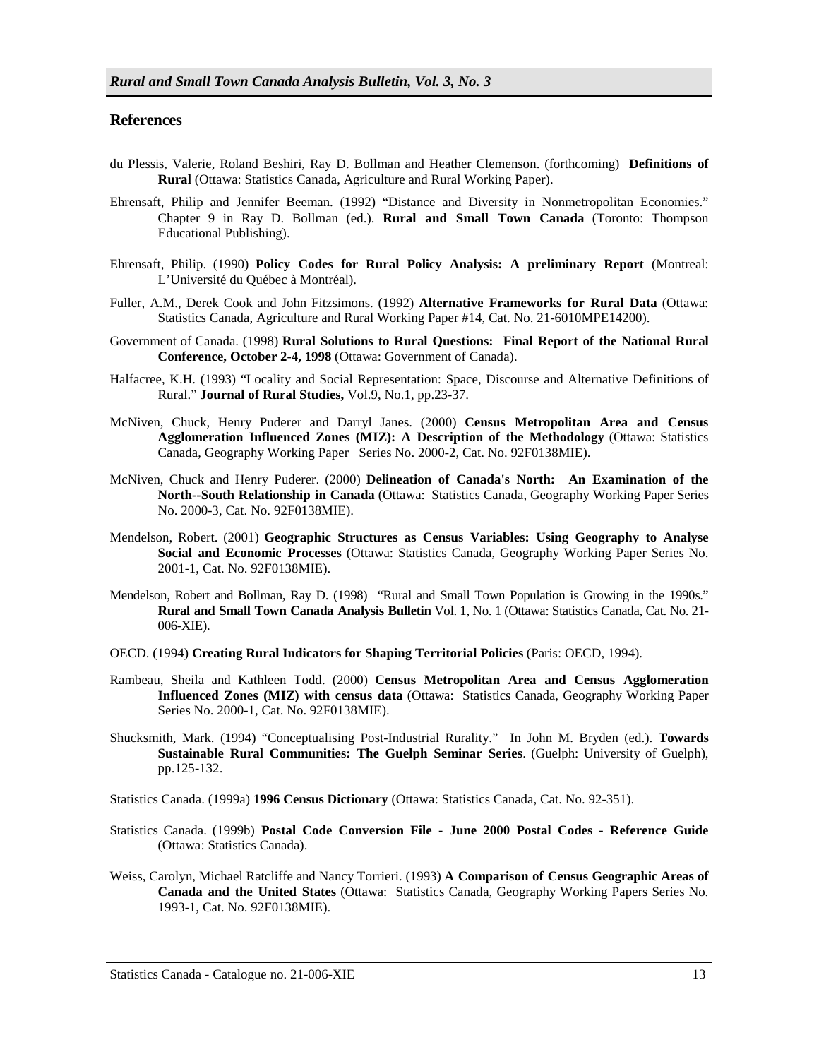## References

du Plessis, Valerie, Roland Beshiri, Ray D. Bollman and Heather Clemenson. (forthcoming) **Definitions of Rural** (Ottawa: Statistics Canada, Agriculture and Rural Working Paper).

Ehrensaft, Philip and Jennifer Beeman. (1992) "Distance and Diversity in Nonmetropolitan Economies." Chapter 9 in Ray D. Bollman (ed.). **Rural and Small Town Canada** (Toronto: Thompson Educational Publishing).

Ehrensaft, Philip. (1990) **Policy Codes for Rural Policy Analysis: A preliminary Report** (Montreal: L'Université du Québec à Montréal).

Fuller, A.M., Derek Cook and John Fitzsimons. (1992) **Alternative Frameworks for Rural Data** (Ottawa: Statistics Canada, Agriculture and Rural Working Paper #14, Cat. No. 21-6010MPE14200).

Government of Canada. (1998) **Rural Solutions to Rural Questions: Final Report of the National Rural Conference, October 2-4, 1998** (Ottawa: Government of Canada).

Halfacree, K.H. (1993) "Locality and Social Representation: Space, Discourse and Alternative Definitions of Rural." **Journal of Rural Studies,** Vol.9, No.1, pp.23-37.

McNiven, Chuck, Henry Puderer and Darryl Janes. (2000) **Census Metropolitan Area and Census Agglomeration Influenced Zones (MIZ): A Description of the Methodology** (Ottawa: Statistics Canada, Geography Working Paper Series No. 2000-2, Cat. No. 92F0138MIE).

McNiven, Chuck and Henry Puderer. (2000) **Delineation of Canada's North: An Examination of the North--South Relationship in Canada** (Ottawa: Statistics Canada, Geography Working Paper Series No. 2000-3, Cat. No. 92F0138MIE).

Mendelson, Robert. (2001) **Geographic Structures as Census Variables: Using Geography to Analyse Social and Economic Processes** (Ottawa: Statistics Canada, Geography Working Paper Series No. 2001-1, Cat. No. 92F0138MIE).

Mendelson, Robert and Bollman, Ray D. (1998) "Rural and Small Town Population is Growing in the 1990s." **Rural and Small Town Canada Analysis Bulletin** Vol. 1, No. 1 (Ottawa: Statistics Canada, Cat. No. 21-006-XIE).

OECD. (1994) **Creating Rural Indicators for Shaping Territorial Policies** (Paris: OECD, 1994).

Rambeau, Sheila and Kathleen Todd. (2000) **Census Metropolitan Area and Census Agglomeration Influenced Zones (MIZ) with census data** (Ottawa: Statistics Canada, Geography Working Paper Series No. 2000-1, Cat. No. 92F0138MIE).

Shucksmith, Mark. (1994) "Conceptualising Post-Industrial Rurality." In John M. Bryden (ed.). **Towards Sustainable Rural Communities: The Guelph Seminar Series**. (Guelph: University of Guelph), pp.125-132.

Statistics Canada. (1999a) **1996 Census Dictionary** (Ottawa: Statistics Canada, Cat. No. 92-351).

Statistics Canada. (1999b) **Postal Code Conversion File - June 2000 Postal Codes - Reference Guide** (Ottawa: Statistics Canada).

Weiss, Carolyn, Michael Ratcliffe and Nancy Torrieri. (1993) **A Comparison of Census Geographic Areas of Canada and the United States** (Ottawa: Statistics Canada, Geography Working Papers Series No. 1993-1, Cat. No. 92F0138MIE).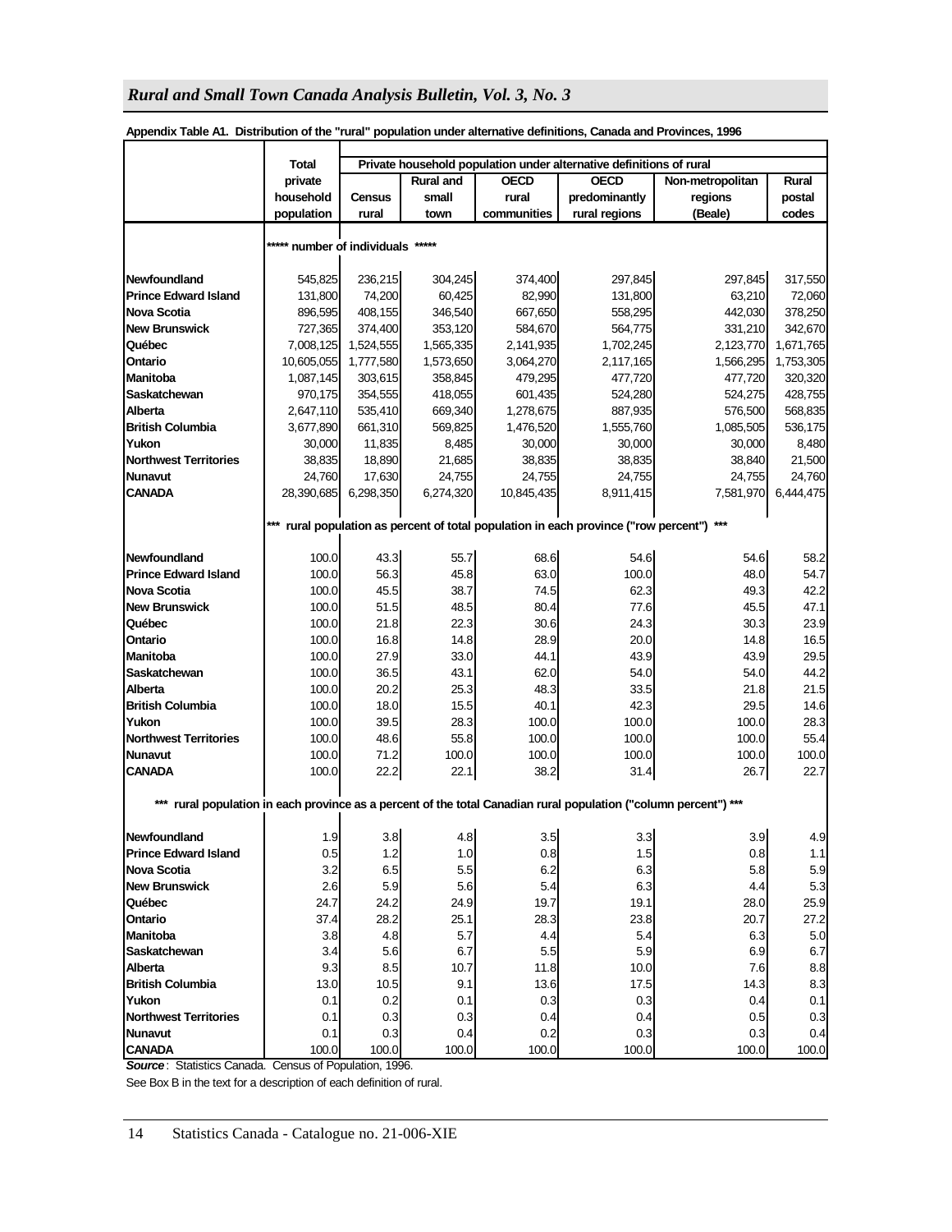**Appendix Table A1. Distribution of the "rural" population under alternative definitions, Canada and Provinces, 1996**

| | Total private household population | Private household population under alternative definitions of rural | | | | | |
|---|---|---|---|---|---|---|---|
| | | Census rural | Rural and small town | OECD rural communities | OECD predominantly rural regions | Non-metropolitan regions (Beale) | Rural postal codes |
| ***** number of individuals ***** | | | | | | | |
| Newfoundland | 545,825 | 236,215 | 304,245 | 374,400 | 297,845 | 297,845 | 317,550 |
| Prince Edward Island | 131,800 | 74,200 | 60,425 | 82,990 | 131,800 | 63,210 | 72,060 |
| Nova Scotia | 896,595 | 408,155 | 346,540 | 667,650 | 558,295 | 442,030 | 378,250 |
| New Brunswick | 727,365 | 374,400 | 353,120 | 584,670 | 564,775 | 331,210 | 342,670 |
| Québec | 7,008,125 | 1,524,555 | 1,565,335 | 2,141,935 | 1,702,245 | 2,123,770 | 1,671,765 |
| Ontario | 10,605,055 | 1,777,580 | 1,573,650 | 3,064,270 | 2,117,165 | 1,566,295 | 1,753,305 |
| Manitoba | 1,087,145 | 303,615 | 358,845 | 479,295 | 477,720 | 477,720 | 320,320 |
| Saskatchewan | 970,175 | 354,555 | 418,055 | 601,435 | 524,280 | 524,275 | 428,755 |
| Alberta | 2,647,110 | 535,410 | 669,340 | 1,278,675 | 887,935 | 576,500 | 568,835 |
| British Columbia | 3,677,890 | 661,310 | 569,825 | 1,476,520 | 1,555,760 | 1,085,505 | 536,175 |
| Yukon | 30,000 | 11,835 | 8,485 | 30,000 | 30,000 | 30,000 | 8,480 |
| Northwest Territories | 38,835 | 18,890 | 21,685 | 38,835 | 38,835 | 38,840 | 21,500 |
| Nunavut | 24,760 | 17,630 | 24,755 | 24,755 | 24,755 | 24,755 | 24,760 |
| CANADA | 28,390,685 | 6,298,350 | 6,274,320 | 10,845,435 | 8,911,415 | 7,581,970 | 6,444,475 |
| *** rural population as percent of total population in each province ("row percent") *** | | | | | | | |
| Newfoundland | 100.0 | 43.3 | 55.7 | 68.6 | 54.6 | 54.6 | 58.2 |
| Prince Edward Island | 100.0 | 56.3 | 45.8 | 63.0 | 100.0 | 48.0 | 54.7 |
| Nova Scotia | 100.0 | 45.5 | 38.7 | 74.5 | 62.3 | 49.3 | 42.2 |
| New Brunswick | 100.0 | 51.5 | 48.5 | 80.4 | 77.6 | 45.5 | 47.1 |
| Québec | 100.0 | 21.8 | 22.3 | 30.6 | 24.3 | 30.3 | 23.9 |
| Ontario | 100.0 | 16.8 | 14.8 | 28.9 | 20.0 | 14.8 | 16.5 |
| Manitoba | 100.0 | 27.9 | 33.0 | 44.1 | 43.9 | 43.9 | 29.5 |
| Saskatchewan | 100.0 | 36.5 | 43.1 | 62.0 | 54.0 | 54.0 | 44.2 |
| Alberta | 100.0 | 20.2 | 25.3 | 48.3 | 33.5 | 21.8 | 21.5 |
| British Columbia | 100.0 | 18.0 | 15.5 | 40.1 | 42.3 | 29.5 | 14.6 |
| Yukon | 100.0 | 39.5 | 28.3 | 100.0 | 100.0 | 100.0 | 28.3 |
| Northwest Territories | 100.0 | 48.6 | 55.8 | 100.0 | 100.0 | 100.0 | 55.4 |
| Nunavut | 100.0 | 71.2 | 100.0 | 100.0 | 100.0 | 100.0 | 100.0 |
| CANADA | 100.0 | 22.2 | 22.1 | 38.2 | 31.4 | 26.7 | 22.7 |
| *** rural population in each province as a percent of the total Canadian rural population ("column percent") *** | | | | | | | |
| Newfoundland | 1.9 | 3.8 | 4.8 | 3.5 | 3.3 | 3.9 | 4.9 |
| Prince Edward Island | 0.5 | 1.2 | 1.0 | 0.8 | 1.5 | 0.8 | 1.1 |
| Nova Scotia | 3.2 | 6.5 | 5.5 | 6.2 | 6.3 | 5.8 | 5.9 |
| New Brunswick | 2.6 | 5.9 | 5.6 | 5.4 | 6.3 | 4.4 | 5.3 |
| Québec | 24.7 | 24.2 | 24.9 | 19.7 | 19.1 | 28.0 | 25.9 |
| Ontario | 37.4 | 28.2 | 25.1 | 28.3 | 23.8 | 20.7 | 27.2 |
| Manitoba | 3.8 | 4.8 | 5.7 | 4.4 | 5.4 | 6.3 | 5.0 |
| Saskatchewan | 3.4 | 5.6 | 6.7 | 5.5 | 5.9 | 6.9 | 6.7 |
| Alberta | 9.3 | 8.5 | 10.7 | 11.8 | 10.0 | 7.6 | 8.8 |
| British Columbia | 13.0 | 10.5 | 9.1 | 13.6 | 17.5 | 14.3 | 8.3 |
| Yukon | 0.1 | 0.2 | 0.1 | 0.3 | 0.3 | 0.4 | 0.1 |
| Northwest Territories | 0.1 | 0.3 | 0.3 | 0.4 | 0.4 | 0.5 | 0.3 |
| Nunavut | 0.1 | 0.3 | 0.4 | 0.2 | 0.3 | 0.3 | 0.4 |
| CANADA | 100.0 | 100.0 | 100.0 | 100.0 | 100.0 | 100.0 | 100.0 |

***Source***: Statistics Canada. Census of Population, 1996.

See Box B in the text for a description of each definition of rural.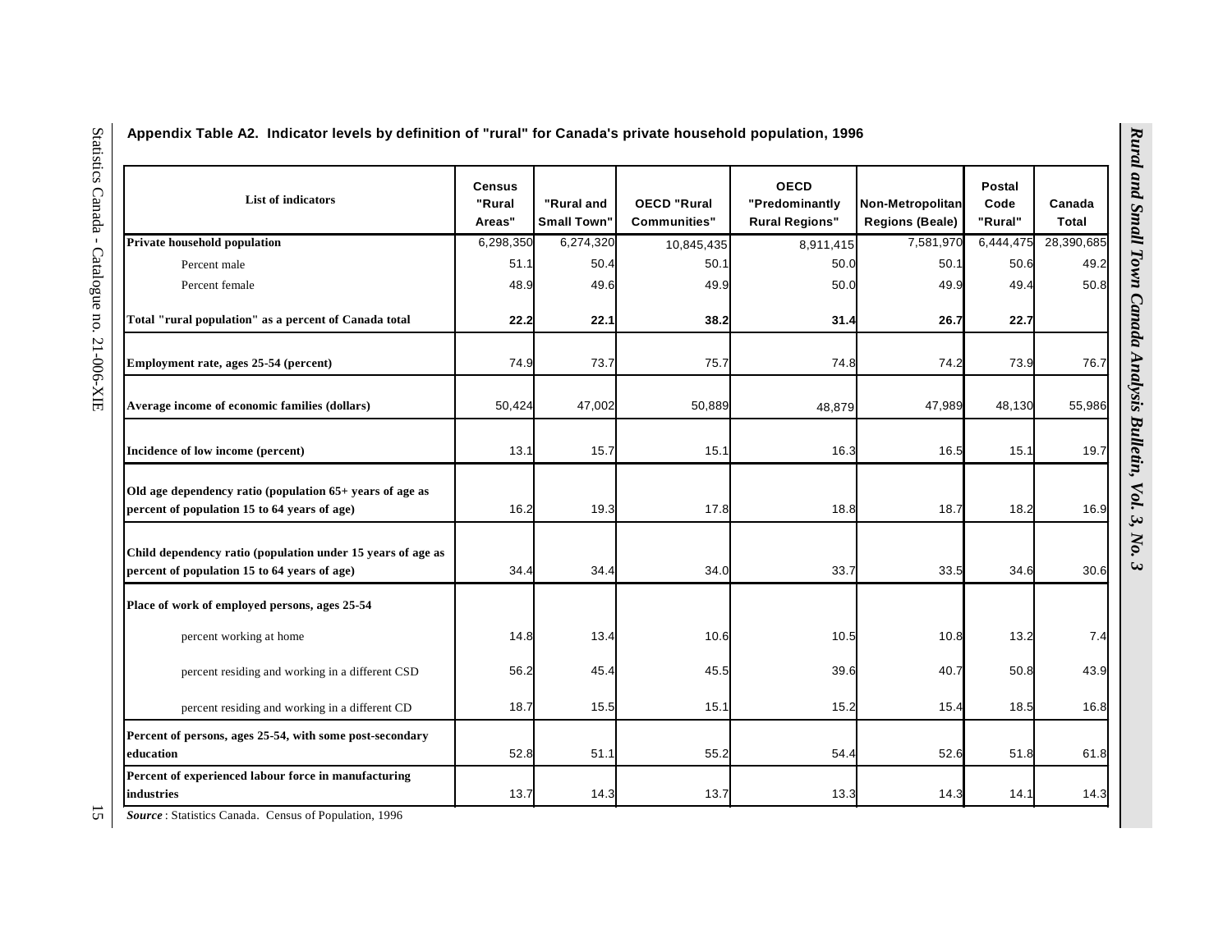**Appendix Table A2. Indicator levels by definition of "rural" for Canada's private household population, 1996**

| List of indicators | Census "Rural Areas" | "Rural and Small Town" | OECD "Rural Communities" | OECD "Predominantly Rural Regions" | Non-Metropolitan Regions (Beale) | Postal Code "Rural" | Canada Total |
|---|---|---|---|---|---|---|---|
| **Private household population** | 6,298,350 | 6,274,320 | 10,845,435 | 8,911,415 | 7,581,970 | 6,444,475 | 28,390,685 |
| Percent male | 51.1 | 50.4 | 50.1 | 50.0 | 50.1 | 50.6 | 49.2 |
| Percent female | 48.9 | 49.6 | 49.9 | 50.0 | 49.9 | 49.4 | 50.8 |
| **Total "rural population" as a percent of Canada total** | **22.2** | **22.1** | **38.2** | **31.4** | **26.7** | **22.7** | |
| **Employment rate, ages 25-54 (percent)** | 74.9 | 73.7 | 75.7 | 74.8 | 74.2 | 73.9 | 76.7 |
| **Average income of economic families (dollars)** | 50,424 | 47,002 | 50,889 | 48,879 | 47,989 | 48,130 | 55,986 |
| **Incidence of low income (percent)** | 13.1 | 15.7 | 15.1 | 16.3 | 16.5 | 15.1 | 19.7 |
| **Old age dependency ratio (population 65+ years of age as percent of population 15 to 64 years of age)** | 16.2 | 19.3 | 17.8 | 18.8 | 18.7 | 18.2 | 16.9 |
| **Child dependency ratio (population under 15 years of age as percent of population 15 to 64 years of age)** | 34.4 | 34.4 | 34.0 | 33.7 | 33.5 | 34.6 | 30.6 |
| **Place of work of employed persons, ages 25-54** | | | | | | | |
| percent working at home | 14.8 | 13.4 | 10.6 | 10.5 | 10.8 | 13.2 | 7.4 |
| percent residing and working in a different CSD | 56.2 | 45.4 | 45.5 | 39.6 | 40.7 | 50.8 | 43.9 |
| percent residing and working in a different CD | 18.7 | 15.5 | 15.1 | 15.2 | 15.4 | 18.5 | 16.8 |
| **Percent of persons, ages 25-54, with some post-secondary education** | 52.8 | 51.1 | 55.2 | 54.4 | 52.6 | 51.8 | 61.8 |
| **Percent of experienced labour force in manufacturing industries** | 13.7 | 14.3 | 13.7 | 13.3 | 14.3 | 14.1 | 14.3 |

***Source*** : Statistics Canada. Census of Population, 1996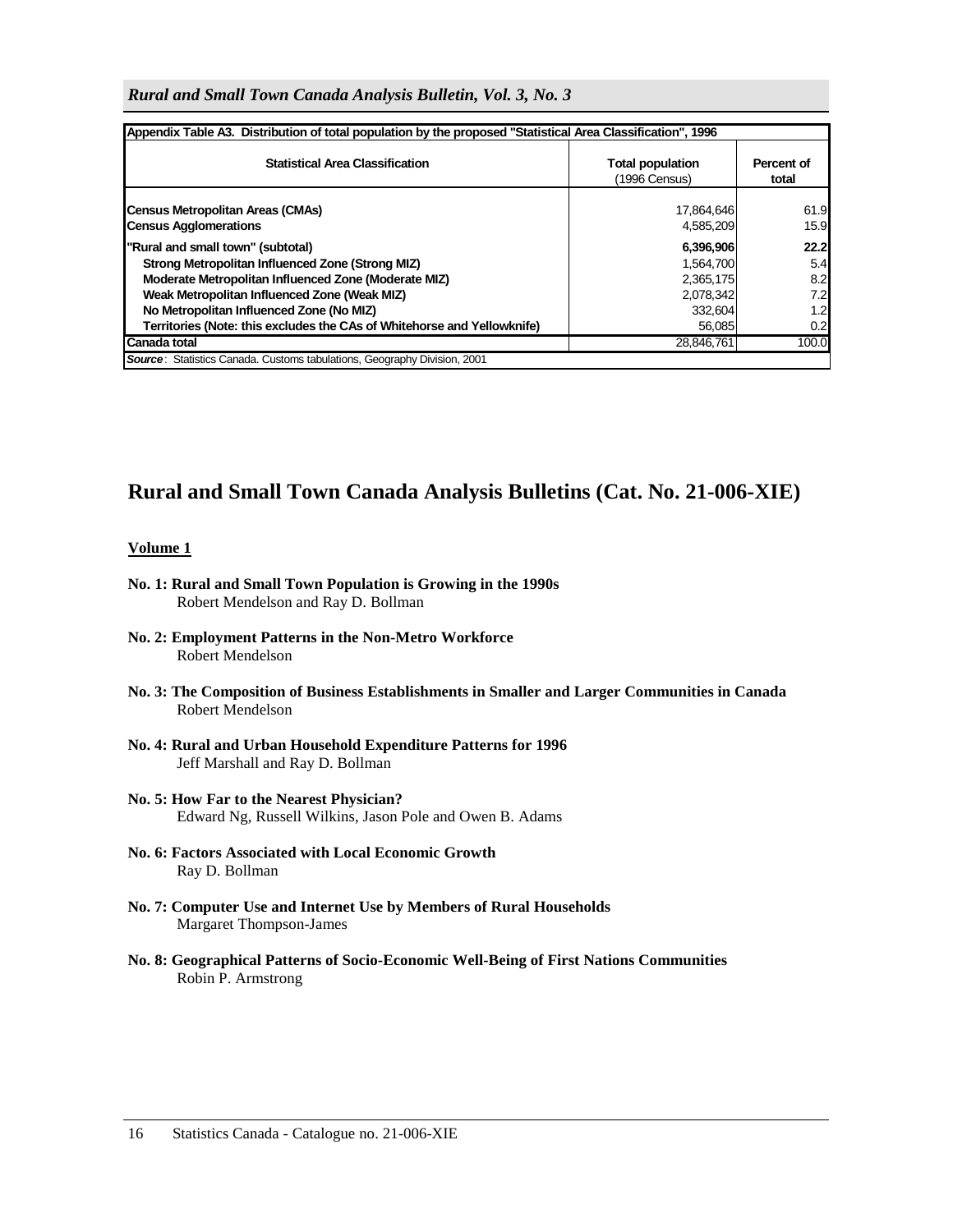**Appendix Table A3. Distribution of total population by the proposed "Statistical Area Classification", 1996**

| Statistical Area Classification | Total population (1996 Census) | Percent of total |
|---|---|---|
| **Census Metropolitan Areas (CMAs)** | 17,864,646 | 61.9 |
| **Census Agglomerations** | 4,585,209 | 15.9 |
| **"Rural and small town" (subtotal)** | **6,396,906** | **22.2** |
| Strong Metropolitan Influenced Zone (Strong MIZ) | 1,564,700 | 5.4 |
| Moderate Metropolitan Influenced Zone (Moderate MIZ) | 2,365,175 | 8.2 |
| Weak Metropolitan Influenced Zone (Weak MIZ) | 2,078,342 | 7.2 |
| No Metropolitan Influenced Zone (No MIZ) | 332,604 | 1.2 |
| Territories (Note: this excludes the CAs of Whitehorse and Yellowknife) | 56,085 | 0.2 |
| **Canada total** | 28,846,761 | 100.0 |

***Source***: Statistics Canada. Customs tabulations, Geography Division, 2001

# Rural and Small Town Canada Analysis Bulletins (Cat. No. 21-006-XIE)

**Volume 1**

**No. 1: Rural and Small Town Population is Growing in the 1990s**
Robert Mendelson and Ray D. Bollman

**No. 2: Employment Patterns in the Non-Metro Workforce**
Robert Mendelson

**No. 3: The Composition of Business Establishments in Smaller and Larger Communities in Canada**
Robert Mendelson

**No. 4: Rural and Urban Household Expenditure Patterns for 1996**
Jeff Marshall and Ray D. Bollman

**No. 5: How Far to the Nearest Physician?**
Edward Ng, Russell Wilkins, Jason Pole and Owen B. Adams

**No. 6: Factors Associated with Local Economic Growth**
Ray D. Bollman

**No. 7: Computer Use and Internet Use by Members of Rural Households**
Margaret Thompson-James

**No. 8: Geographical Patterns of Socio-Economic Well-Being of First Nations Communities**
Robin P. Armstrong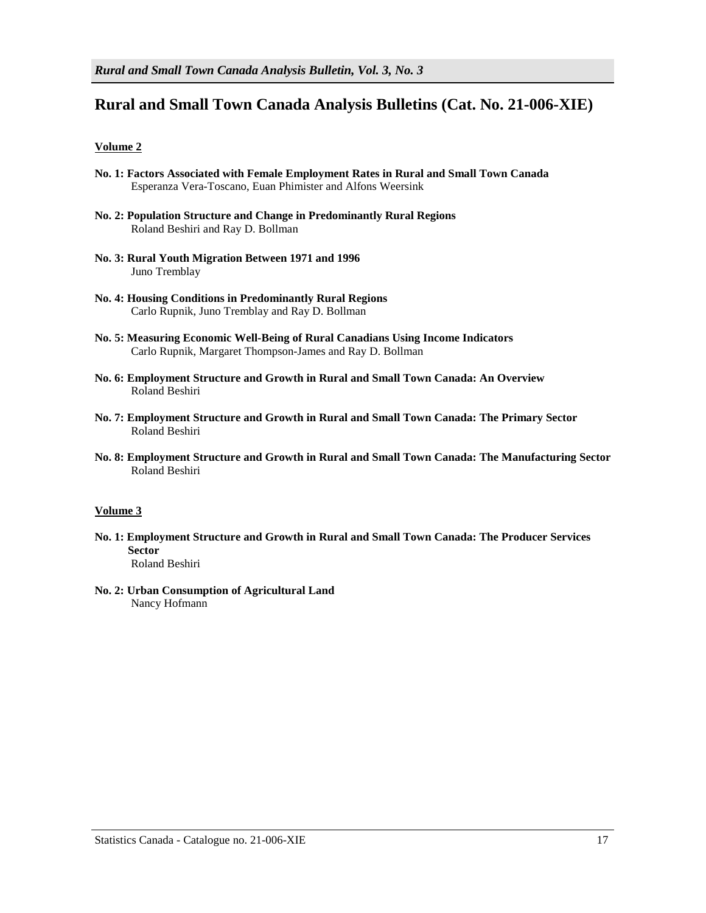# Rural and Small Town Canada Analysis Bulletins (Cat. No. 21-006-XIE)

**Volume 2**

**No. 1: Factors Associated with Female Employment Rates in Rural and Small Town Canada**
Esperanza Vera-Toscano, Euan Phimister and Alfons Weersink

**No. 2: Population Structure and Change in Predominantly Rural Regions**
Roland Beshiri and Ray D. Bollman

**No. 3: Rural Youth Migration Between 1971 and 1996**
Juno Tremblay

**No. 4: Housing Conditions in Predominantly Rural Regions**
Carlo Rupnik, Juno Tremblay and Ray D. Bollman

**No. 5: Measuring Economic Well-Being of Rural Canadians Using Income Indicators**
Carlo Rupnik, Margaret Thompson-James and Ray D. Bollman

**No. 6: Employment Structure and Growth in Rural and Small Town Canada: An Overview**
Roland Beshiri

**No. 7: Employment Structure and Growth in Rural and Small Town Canada: The Primary Sector**
Roland Beshiri

**No. 8: Employment Structure and Growth in Rural and Small Town Canada: The Manufacturing Sector**
Roland Beshiri

**Volume 3**

**No. 1: Employment Structure and Growth in Rural and Small Town Canada: The Producer Services Sector**
Roland Beshiri

**No. 2: Urban Consumption of Agricultural Land**
Nancy Hofmann